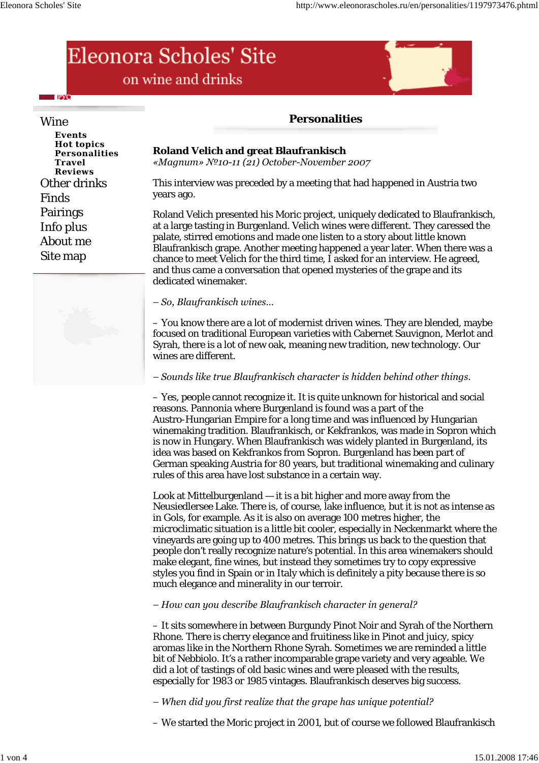# Eleonora Scholes' Site

on wine and drinks

Wine
- Events
- Hot topics
- Personalities
- Travel
- Reviews

Other drinks

Finds

Pairings

Info plus

About me

Site map

## Personalities

**Roland Velich and great Blaufrankisch**

*«Magnum» №10-11 (21) October-November 2007*

This interview was preceded by a meeting that had happened in Austria two years ago.

Roland Velich presented his Moric project, uniquely dedicated to Blaufrankisch, at a large tasting in Burgenland. Velich wines were different. They caressed the palate, stirred emotions and made one listen to a story about little known Blaufrankisch grape. Another meeting happened a year later. When there was a chance to meet Velich for the third time, I asked for an interview. He agreed, and thus came a conversation that opened mysteries of the grape and its dedicated winemaker.

*– So, Blaufrankisch wines...*

– You know there are a lot of modernist driven wines. They are blended, maybe focused on traditional European varieties with Cabernet Sauvignon, Merlot and Syrah, there is a lot of new oak, meaning new tradition, new technology. Our wines are different.

*– Sounds like true Blaufrankisch character is hidden behind other things.*

– Yes, people cannot recognize it. It is quite unknown for historical and social reasons. Pannonia where Burgenland is found was a part of the Austro-Hungarian Empire for a long time and was influenced by Hungarian winemaking tradition. Blaufrankisch, or Kekfrankos, was made in Sopron which is now in Hungary. When Blaufrankisch was widely planted in Burgenland, its idea was based on Kekfrankos from Sopron. Burgenland has been part of German speaking Austria for 80 years, but traditional winemaking and culinary rules of this area have lost substance in a certain way.

Look at Mittelburgenland — it is a bit higher and more away from the Neusiedlersee Lake. There is, of course, lake influence, but it is not as intense as in Gols, for example. As it is also on average 100 metres higher, the microclimatic situation is a little bit cooler, especially in Neckenmarkt where the vineyards are going up to 400 metres. This brings us back to the question that people don't really recognize nature's potential. In this area winemakers should make elegant, fine wines, but instead they sometimes try to copy expressive styles you find in Spain or in Italy which is definitely a pity because there is so much elegance and minerality in our terroir.

*– How can you describe Blaufrankisch character in general?*

– It sits somewhere in between Burgundy Pinot Noir and Syrah of the Northern Rhone. There is cherry elegance and fruitiness like in Pinot and juicy, spicy aromas like in the Northern Rhone Syrah. Sometimes we are reminded a little bit of Nebbiolo. It's a rather incomparable grape variety and very ageable. We did a lot of tastings of old basic wines and were pleased with the results, especially for 1983 or 1985 vintages. Blaufrankisch deserves big success.

*– When did you first realize that the grape has unique potential?*

– We started the Moric project in 2001, but of course we followed Blaufrankisch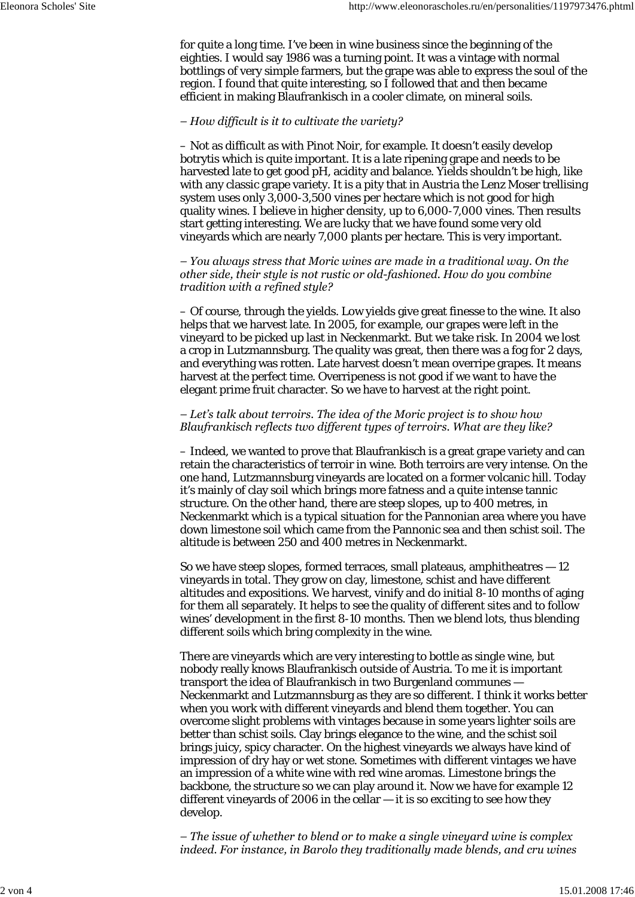for quite a long time. I've been in wine business since the beginning of the eighties. I would say 1986 was a turning point. It was a vintage with normal bottlings of very simple farmers, but the grape was able to express the soul of the region. I found that quite interesting, so I followed that and then became efficient in making Blaufrankisch in a cooler climate, on mineral soils.

*– How difficult is it to cultivate the variety?*

– Not as difficult as with Pinot Noir, for example. It doesn't easily develop botrytis which is quite important. It is a late ripening grape and needs to be harvested late to get good pH, acidity and balance. Yields shouldn't be high, like with any classic grape variety. It is a pity that in Austria the Lenz Moser trellising system uses only 3,000-3,500 vines per hectare which is not good for high quality wines. I believe in higher density, up to 6,000-7,000 vines. Then results start getting interesting. We are lucky that we have found some very old vineyards which are nearly 7,000 plants per hectare. This is very important.

*– You always stress that Moric wines are made in a traditional way. On the other side, their style is not rustic or old-fashioned. How do you combine tradition with a refined style?*

– Of course, through the yields. Low yields give great finesse to the wine. It also helps that we harvest late. In 2005, for example, our grapes were left in the vineyard to be picked up last in Neckenmarkt. But we take risk. In 2004 we lost a crop in Lutzmannsburg. The quality was great, then there was a fog for 2 days, and everything was rotten. Late harvest doesn't mean overripe grapes. It means harvest at the perfect time. Overripeness is not good if we want to have the elegant prime fruit character. So we have to harvest at the right point.

*– Let's talk about terroirs. The idea of the Moric project is to show how Blaufrankisch reflects two different types of terroirs. What are they like?*

– Indeed, we wanted to prove that Blaufrankisch is a great grape variety and can retain the characteristics of terroir in wine. Both terroirs are very intense. On the one hand, Lutzmannsburg vineyards are located on a former volcanic hill. Today it's mainly of clay soil which brings more fatness and a quite intense tannic structure. On the other hand, there are steep slopes, up to 400 metres, in Neckenmarkt which is a typical situation for the Pannonian area where you have down limestone soil which came from the Pannonic sea and then schist soil. The altitude is between 250 and 400 metres in Neckenmarkt.

So we have steep slopes, formed terraces, small plateaus, amphitheatres — 12 vineyards in total. They grow on clay, limestone, schist and have different altitudes and expositions. We harvest, vinify and do initial 8-10 months of aging for them all separately. It helps to see the quality of different sites and to follow wines' development in the first 8-10 months. Then we blend lots, thus blending different soils which bring complexity in the wine.

There are vineyards which are very interesting to bottle as single wine, but nobody really knows Blaufrankisch outside of Austria. To me it is important transport the idea of Blaufrankisch in two Burgenland communes — Neckenmarkt and Lutzmannsburg as they are so different. I think it works better when you work with different vineyards and blend them together. You can overcome slight problems with vintages because in some years lighter soils are better than schist soils. Clay brings elegance to the wine, and the schist soil brings juicy, spicy character. On the highest vineyards we always have kind of impression of dry hay or wet stone. Sometimes with different vintages we have an impression of a white wine with red wine aromas. Limestone brings the backbone, the structure so we can play around it. Now we have for example 12 different vineyards of 2006 in the cellar — it is so exciting to see how they develop.

*– The issue of whether to blend or to make a single vineyard wine is complex indeed. For instance, in Barolo they traditionally made blends, and cru wines*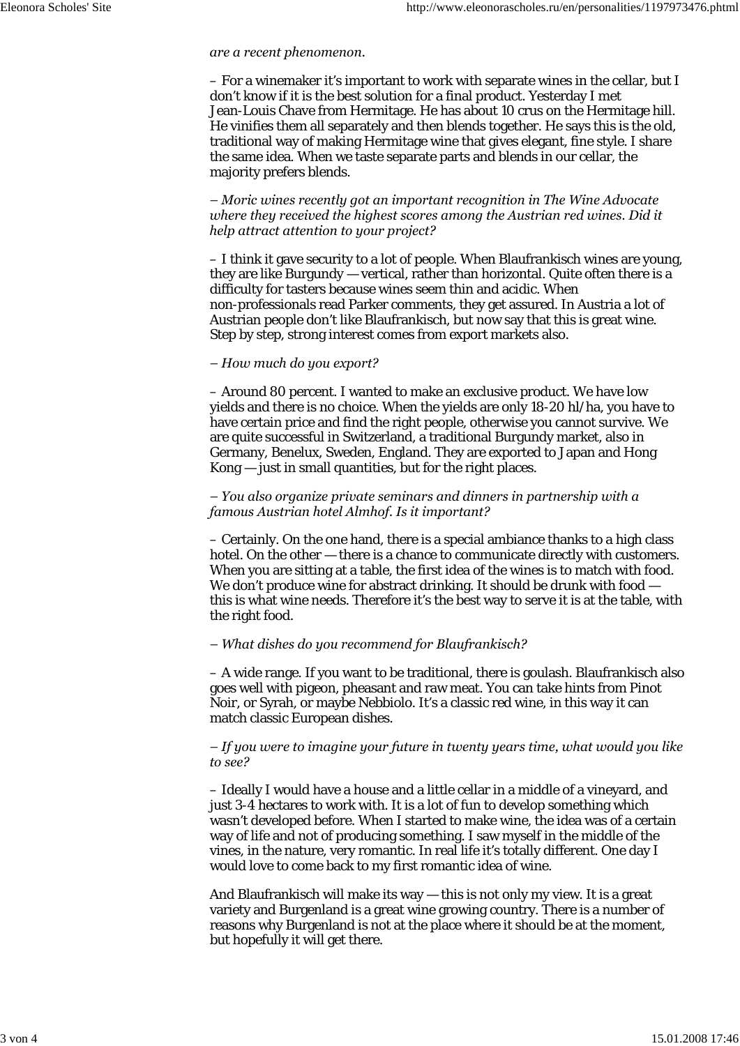*are a recent phenomenon.*

– For a winemaker it’s important to work with separate wines in the cellar, but I don’t know if it is the best solution for a final product. Yesterday I met Jean-Louis Chave from Hermitage. He has about 10 crus on the Hermitage hill. He vinifies them all separately and then blends together. He says this is the old, traditional way of making Hermitage wine that gives elegant, fine style. I share the same idea. When we taste separate parts and blends in our cellar, the majority prefers blends.

*– Moric wines recently got an important recognition in The Wine Advocate where they received the highest scores among the Austrian red wines. Did it help attract attention to your project?*

– I think it gave security to a lot of people. When Blaufrankisch wines are young, they are like Burgundy — vertical, rather than horizontal. Quite often there is a difficulty for tasters because wines seem thin and acidic. When non-professionals read Parker comments, they get assured. In Austria a lot of Austrian people don’t like Blaufrankisch, but now say that this is great wine. Step by step, strong interest comes from export markets also.

*– How much do you export?*

– Around 80 percent. I wanted to make an exclusive product. We have low yields and there is no choice. When the yields are only 18-20 hl/ha, you have to have certain price and find the right people, otherwise you cannot survive. We are quite successful in Switzerland, a traditional Burgundy market, also in Germany, Benelux, Sweden, England. They are exported to Japan and Hong Kong — just in small quantities, but for the right places.

*– You also organize private seminars and dinners in partnership with a famous Austrian hotel Almhof. Is it important?*

– Certainly. On the one hand, there is a special ambiance thanks to a high class hotel. On the other — there is a chance to communicate directly with customers. When you are sitting at a table, the first idea of the wines is to match with food. We don’t produce wine for abstract drinking. It should be drunk with food — this is what wine needs. Therefore it’s the best way to serve it is at the table, with the right food.

*– What dishes do you recommend for Blaufrankisch?*

– A wide range. If you want to be traditional, there is goulash. Blaufrankisch also goes well with pigeon, pheasant and raw meat. You can take hints from Pinot Noir, or Syrah, or maybe Nebbiolo. It’s a classic red wine, in this way it can match classic European dishes.

*– If you were to imagine your future in twenty years time, what would you like to see?*

– Ideally I would have a house and a little cellar in a middle of a vineyard, and just 3-4 hectares to work with. It is a lot of fun to develop something which wasn’t developed before. When I started to make wine, the idea was of a certain way of life and not of producing something. I saw myself in the middle of the vines, in the nature, very romantic. In real life it’s totally different. One day I would love to come back to my first romantic idea of wine.

And Blaufrankisch will make its way — this is not only my view. It is a great variety and Burgenland is a great wine growing country. There is a number of reasons why Burgenland is not at the place where it should be at the moment, but hopefully it will get there.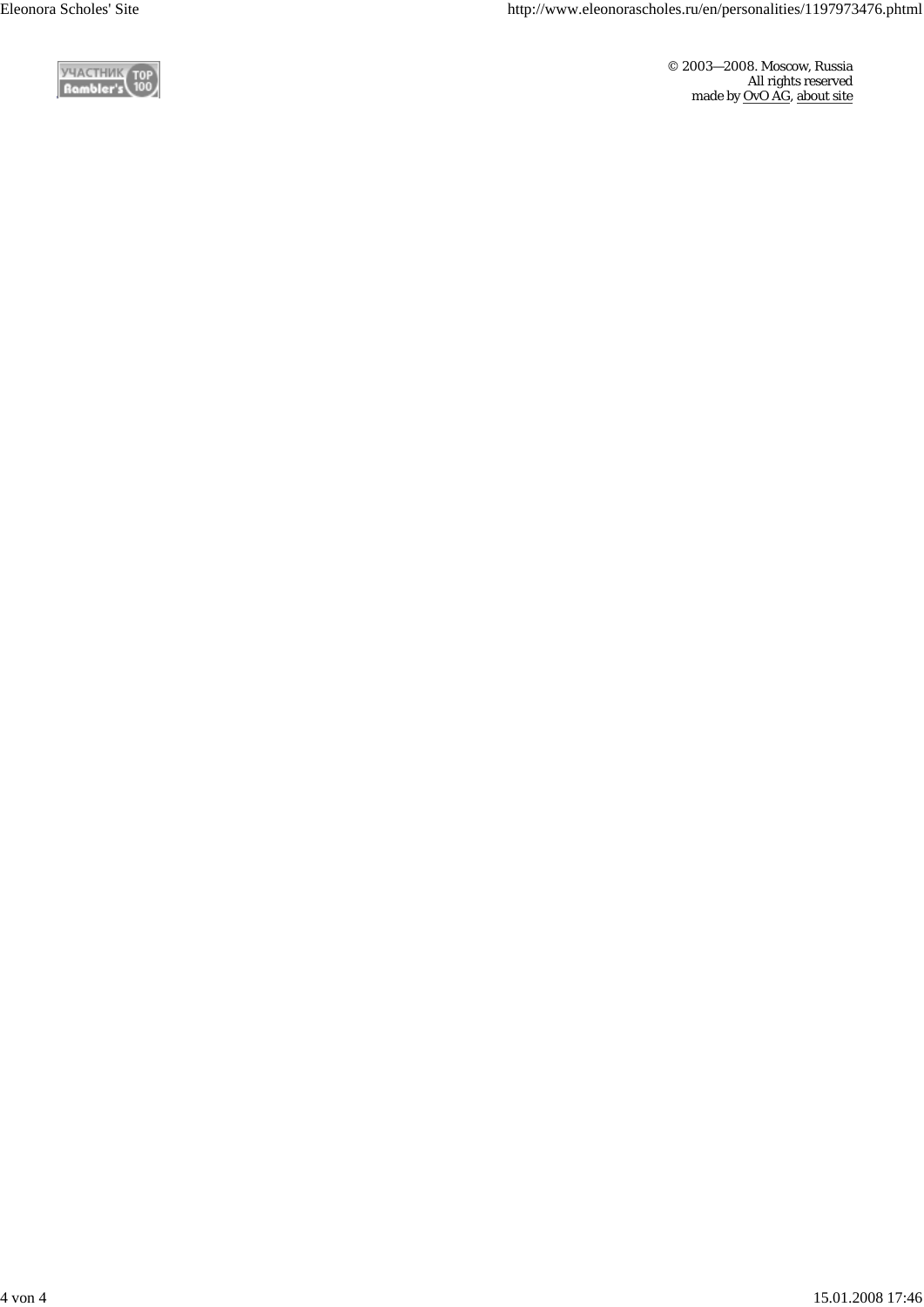© 2003—2008. Moscow, Russia
All rights reserved
made by OvO AG, about site